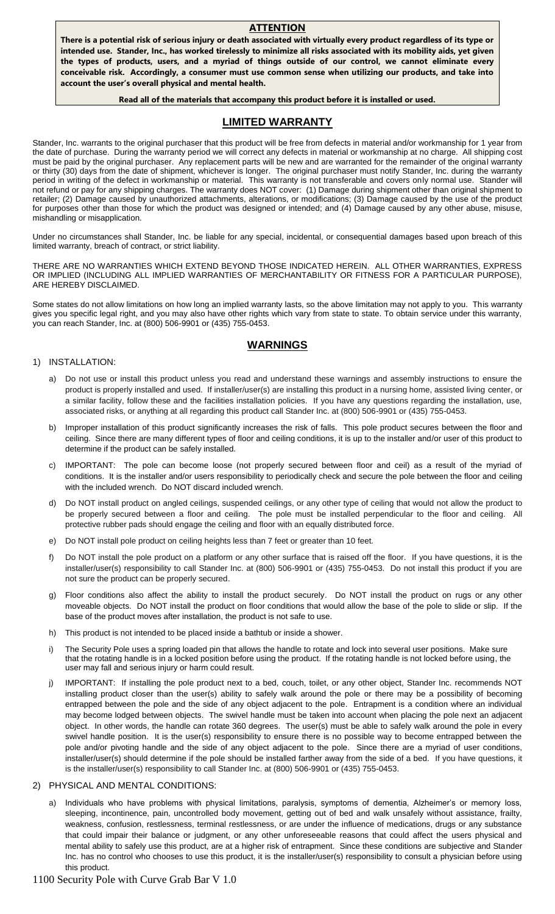## ATTENTION

**There is a potential risk of serious injury or death associated with virtually every product regardless of its type or intended use. Stander, Inc., has worked tirelessly to minimize all risks associated with its mobility aids, yet given the types of products, users, and a myriad of things outside of our control, we cannot eliminate every conceivable risk. Accordingly, a consumer must use common sense when utilizing our products, and take into account the user's overall physical and mental health.**

**Read all of the materials that accompany this product before it is installed or used.**

## LIMITED WARRANTY

Stander, Inc. warrants to the original purchaser that this product will be free from defects in material and/or workmanship for 1 year from the date of purchase. During the warranty period we will correct any defects in material or workmanship at no charge. All shipping cost must be paid by the original purchaser. Any replacement parts will be new and are warranted for the remainder of the original warranty or thirty (30) days from the date of shipment, whichever is longer. The original purchaser must notify Stander, Inc. during the warranty period in writing of the defect in workmanship or material. This warranty is not transferable and covers only normal use. Stander will not refund or pay for any shipping charges. The warranty does NOT cover: (1) Damage during shipment other than original shipment to retailer; (2) Damage caused by unauthorized attachments, alterations, or modifications; (3) Damage caused by the use of the product for purposes other than those for which the product was designed or intended; and (4) Damage caused by any other abuse, misuse, mishandling or misapplication.

Under no circumstances shall Stander, Inc. be liable for any special, incidental, or consequential damages based upon breach of this limited warranty, breach of contract, or strict liability.

THERE ARE NO WARRANTIES WHICH EXTEND BEYOND THOSE INDICATED HEREIN. ALL OTHER WARRANTIES, EXPRESS OR IMPLIED (INCLUDING ALL IMPLIED WARRANTIES OF MERCHANTABILITY OR FITNESS FOR A PARTICULAR PURPOSE), ARE HEREBY DISCLAIMED.

Some states do not allow limitations on how long an implied warranty lasts, so the above limitation may not apply to you. This warranty gives you specific legal right, and you may also have other rights which vary from state to state. To obtain service under this warranty, you can reach Stander, Inc. at (800) 506-9901 or (435) 755-0453.

## WARNINGS

1) INSTALLATION:

   a) Do not use or install this product unless you read and understand these warnings and assembly instructions to ensure the product is properly installed and used. If installer/user(s) are installing this product in a nursing home, assisted living center, or a similar facility, follow these and the facilities installation policies. If you have any questions regarding the installation, use, associated risks, or anything at all regarding this product call Stander Inc. at (800) 506-9901 or (435) 755-0453.

   b) Improper installation of this product significantly increases the risk of falls. This pole product secures between the floor and ceiling. Since there are many different types of floor and ceiling conditions, it is up to the installer and/or user of this product to determine if the product can be safely installed.

   c) IMPORTANT: The pole can become loose (not properly secured between floor and ceil) as a result of the myriad of conditions. It is the installer and/or users responsibility to periodically check and secure the pole between the floor and ceiling with the included wrench. Do NOT discard included wrench.

   d) Do NOT install product on angled ceilings, suspended ceilings, or any other type of ceiling that would not allow the product to be properly secured between a floor and ceiling. The pole must be installed perpendicular to the floor and ceiling. All protective rubber pads should engage the ceiling and floor with an equally distributed force.

   e) Do NOT install pole product on ceiling heights less than 7 feet or greater than 10 feet.

   f) Do NOT install the pole product on a platform or any other surface that is raised off the floor. If you have questions, it is the installer/user(s) responsibility to call Stander Inc. at (800) 506-9901 or (435) 755-0453. Do not install this product if you are not sure the product can be properly secured.

   g) Floor conditions also affect the ability to install the product securely. Do NOT install the product on rugs or any other moveable objects. Do NOT install the product on floor conditions that would allow the base of the pole to slide or slip. If the base of the product moves after installation, the product is not safe to use.

   h) This product is not intended to be placed inside a bathtub or inside a shower.

   i) The Security Pole uses a spring loaded pin that allows the handle to rotate and lock into several user positions. Make sure that the rotating handle is in a locked position before using the product. If the rotating handle is not locked before using, the user may fall and serious injury or harm could result.

   j) IMPORTANT: If installing the pole product next to a bed, couch, toilet, or any other object, Stander Inc. recommends NOT installing product closer than the user(s) ability to safely walk around the pole or there may be a possibility of becoming entrapped between the pole and the side of any object adjacent to the pole. Entrapment is a condition where an individual may become lodged between objects. The swivel handle must be taken into account when placing the pole next an adjacent object. In other words, the handle can rotate 360 degrees. The user(s) must be able to safely walk around the pole in every swivel handle position. It is the user(s) responsibility to ensure there is no possible way to become entrapped between the pole and/or pivoting handle and the side of any object adjacent to the pole. Since there are a myriad of user conditions, installer/user(s) should determine if the pole should be installed farther away from the side of a bed. If you have questions, it is the installer/user(s) responsibility to call Stander Inc. at (800) 506-9901 or (435) 755-0453.

2) PHYSICAL AND MENTAL CONDITIONS:

   a) Individuals who have problems with physical limitations, paralysis, symptoms of dementia, Alzheimer's or memory loss, sleeping, incontinence, pain, uncontrolled body movement, getting out of bed and walk unsafely without assistance, frailty, weakness, confusion, restlessness, terminal restlessness, or are under the influence of medications, drugs or any substance that could impair their balance or judgment, or any other unforeseeable reasons that could affect the users physical and mental ability to safely use this product, are at a higher risk of entrapment. Since these conditions are subjective and Stander Inc. has no control who chooses to use this product, it is the installer/user(s) responsibility to consult a physician before using this product.

1100 Security Pole with Curve Grab Bar V 1.0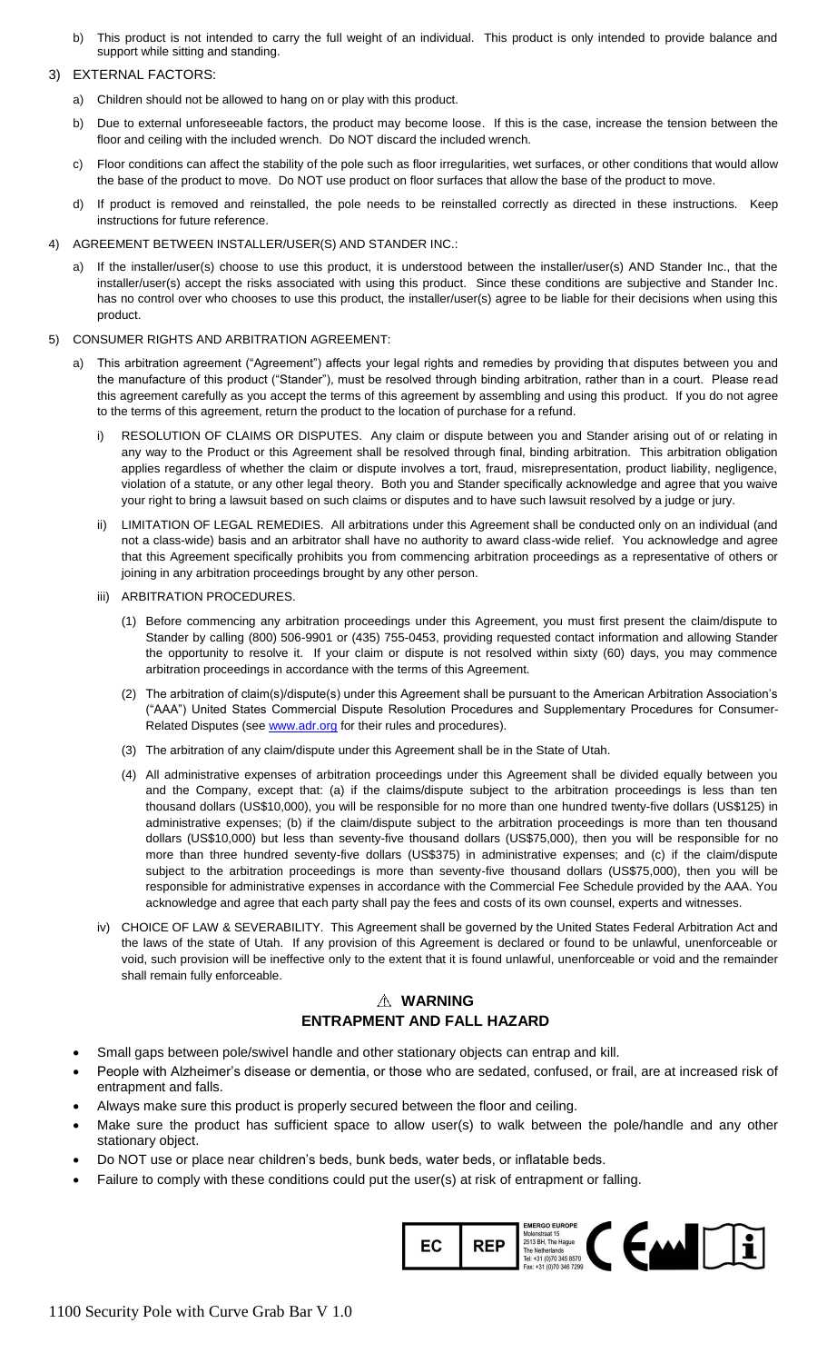b) This product is not intended to carry the full weight of an individual. This product is only intended to provide balance and support while sitting and standing.

3) EXTERNAL FACTORS:

   a) Children should not be allowed to hang on or play with this product.

   b) Due to external unforeseeable factors, the product may become loose. If this is the case, increase the tension between the floor and ceiling with the included wrench. Do NOT discard the included wrench.

   c) Floor conditions can affect the stability of the pole such as floor irregularities, wet surfaces, or other conditions that would allow the base of the product to move. Do NOT use product on floor surfaces that allow the base of the product to move.

   d) If product is removed and reinstalled, the pole needs to be reinstalled correctly as directed in these instructions. Keep instructions for future reference.

4) AGREEMENT BETWEEN INSTALLER/USER(S) AND STANDER INC.:

   a) If the installer/user(s) choose to use this product, it is understood between the installer/user(s) AND Stander Inc., that the installer/user(s) accept the risks associated with using this product. Since these conditions are subjective and Stander Inc. has no control over who chooses to use this product, the installer/user(s) agree to be liable for their decisions when using this product.

5) CONSUMER RIGHTS AND ARBITRATION AGREEMENT:

   a) This arbitration agreement ("Agreement") affects your legal rights and remedies by providing that disputes between you and the manufacture of this product ("Stander"), must be resolved through binding arbitration, rather than in a court. Please read this agreement carefully as you accept the terms of this agreement by assembling and using this product. If you do not agree to the terms of this agreement, return the product to the location of purchase for a refund.

      i) RESOLUTION OF CLAIMS OR DISPUTES. Any claim or dispute between you and Stander arising out of or relating in any way to the Product or this Agreement shall be resolved through final, binding arbitration. This arbitration obligation applies regardless of whether the claim or dispute involves a tort, fraud, misrepresentation, product liability, negligence, violation of a statute, or any other legal theory. Both you and Stander specifically acknowledge and agree that you waive your right to bring a lawsuit based on such claims or disputes and to have such lawsuit resolved by a judge or jury.

      ii) LIMITATION OF LEGAL REMEDIES. All arbitrations under this Agreement shall be conducted only on an individual (and not a class-wide) basis and an arbitrator shall have no authority to award class-wide relief. You acknowledge and agree that this Agreement specifically prohibits you from commencing arbitration proceedings as a representative of others or joining in any arbitration proceedings brought by any other person.

      iii) ARBITRATION PROCEDURES.

         (1) Before commencing any arbitration proceedings under this Agreement, you must first present the claim/dispute to Stander by calling (800) 506-9901 or (435) 755-0453, providing requested contact information and allowing Stander the opportunity to resolve it. If your claim or dispute is not resolved within sixty (60) days, you may commence arbitration proceedings in accordance with the terms of this Agreement.

         (2) The arbitration of claim(s)/dispute(s) under this Agreement shall be pursuant to the American Arbitration Association's ("AAA") United States Commercial Dispute Resolution Procedures and Supplementary Procedures for Consumer-Related Disputes (see www.adr.org for their rules and procedures).

         (3) The arbitration of any claim/dispute under this Agreement shall be in the State of Utah.

         (4) All administrative expenses of arbitration proceedings under this Agreement shall be divided equally between you and the Company, except that: (a) if the claims/dispute subject to the arbitration proceedings is less than ten thousand dollars (US$10,000), you will be responsible for no more than one hundred twenty-five dollars (US$125) in administrative expenses; (b) if the claim/dispute subject to the arbitration proceedings is more than ten thousand dollars (US$10,000) but less than seventy-five thousand dollars (US$75,000), then you will be responsible for no more than three hundred seventy-five dollars (US$375) in administrative expenses; and (c) if the claim/dispute subject to the arbitration proceedings is more than seventy-five thousand dollars (US$75,000), then you will be responsible for administrative expenses in accordance with the Commercial Fee Schedule provided by the AAA. You acknowledge and agree that each party shall pay the fees and costs of its own counsel, experts and witnesses.

      iv) CHOICE OF LAW & SEVERABILITY. This Agreement shall be governed by the United States Federal Arbitration Act and the laws of the state of Utah. If any provision of this Agreement is declared or found to be unlawful, unenforceable or void, such provision will be ineffective only to the extent that it is found unlawful, unenforceable or void and the remainder shall remain fully enforceable.

## ⚠ WARNING
## ENTRAPMENT AND FALL HAZARD

- Small gaps between pole/swivel handle and other stationary objects can entrap and kill.
- People with Alzheimer's disease or dementia, or those who are sedated, confused, or frail, are at increased risk of entrapment and falls.
- Always make sure this product is properly secured between the floor and ceiling.
- Make sure the product has sufficient space to allow user(s) to walk between the pole/handle and any other stationary object.
- Do NOT use or place near children's beds, bunk beds, water beds, or inflatable beds.
- Failure to comply with these conditions could put the user(s) at risk of entrapment or falling.

EC REP EMERGO EUROPE Molenstraat 15 2513 BH, The Hague The Netherlands Tel: +31 (0)70 345 8570 Fax: +31 (0)70 346 7299

1100 Security Pole with Curve Grab Bar V 1.0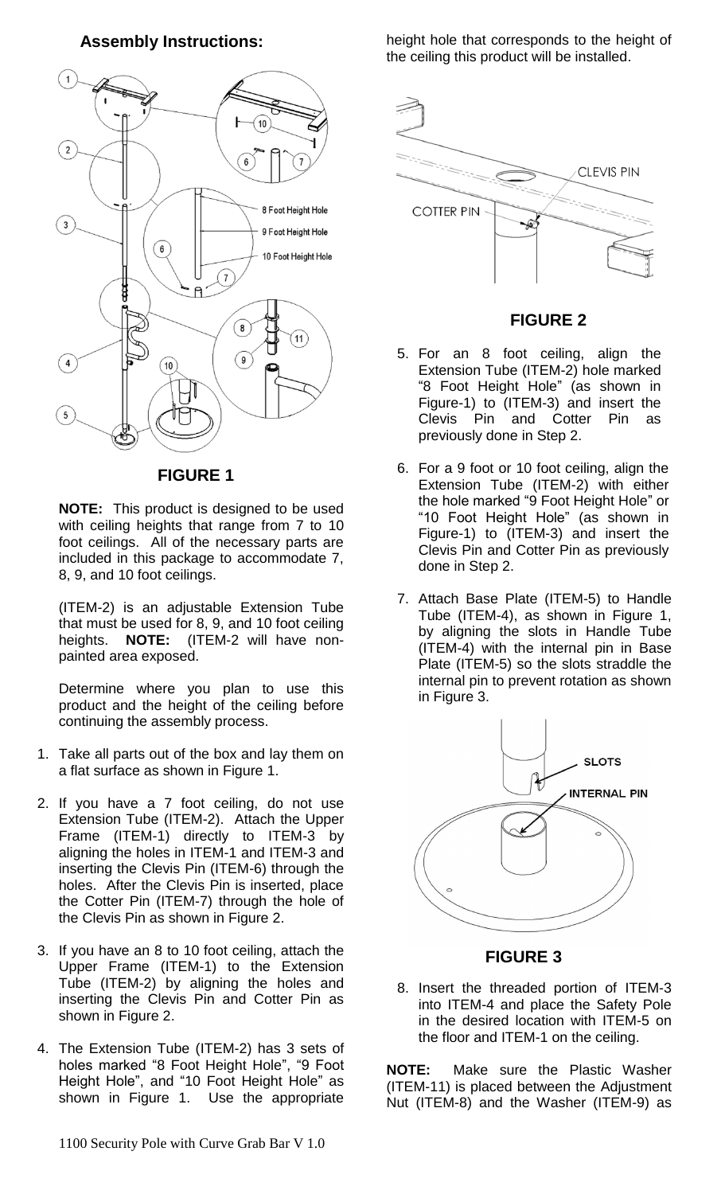## Assembly Instructions:

**FIGURE 1**

**NOTE:** This product is designed to be used with ceiling heights that range from 7 to 10 foot ceilings. All of the necessary parts are included in this package to accommodate 7, 8, 9, and 10 foot ceilings.

(ITEM-2) is an adjustable Extension Tube that must be used for 8, 9, and 10 foot ceiling heights. **NOTE:** (ITEM-2 will have non-painted area exposed.

Determine where you plan to use this product and the height of the ceiling before continuing the assembly process.

1. Take all parts out of the box and lay them on a flat surface as shown in Figure 1.
2. If you have a 7 foot ceiling, do not use Extension Tube (ITEM-2). Attach the Upper Frame (ITEM-1) directly to ITEM-3 by aligning the holes in ITEM-1 and ITEM-3 and inserting the Clevis Pin (ITEM-6) through the holes. After the Clevis Pin is inserted, place the Cotter Pin (ITEM-7) through the hole of the Clevis Pin as shown in Figure 2.
3. If you have an 8 to 10 foot ceiling, attach the Upper Frame (ITEM-1) to the Extension Tube (ITEM-2) by aligning the holes and inserting the Clevis Pin and Cotter Pin as shown in Figure 2.
4. The Extension Tube (ITEM-2) has 3 sets of holes marked "8 Foot Height Hole", "9 Foot Height Hole", and "10 Foot Height Hole" as shown in Figure 1. Use the appropriate height hole that corresponds to the height of the ceiling this product will be installed.

**FIGURE 2**

5. For an 8 foot ceiling, align the Extension Tube (ITEM-2) hole marked "8 Foot Height Hole" (as shown in Figure-1) to (ITEM-3) and insert the Clevis Pin and Cotter Pin as previously done in Step 2.
6. For a 9 foot or 10 foot ceiling, align the Extension Tube (ITEM-2) with either the hole marked "9 Foot Height Hole" or "10 Foot Height Hole" (as shown in Figure-1) to (ITEM-3) and insert the Clevis Pin and Cotter Pin as previously done in Step 2.
7. Attach Base Plate (ITEM-5) to Handle Tube (ITEM-4), as shown in Figure 1, by aligning the slots in Handle Tube (ITEM-4) with the internal pin in Base Plate (ITEM-5) so the slots straddle the internal pin to prevent rotation as shown in Figure 3.

**FIGURE 3**

8. Insert the threaded portion of ITEM-3 into ITEM-4 and place the Safety Pole in the desired location with ITEM-5 on the floor and ITEM-1 on the ceiling.

**NOTE:** Make sure the Plastic Washer (ITEM-11) is placed between the Adjustment Nut (ITEM-8) and the Washer (ITEM-9) as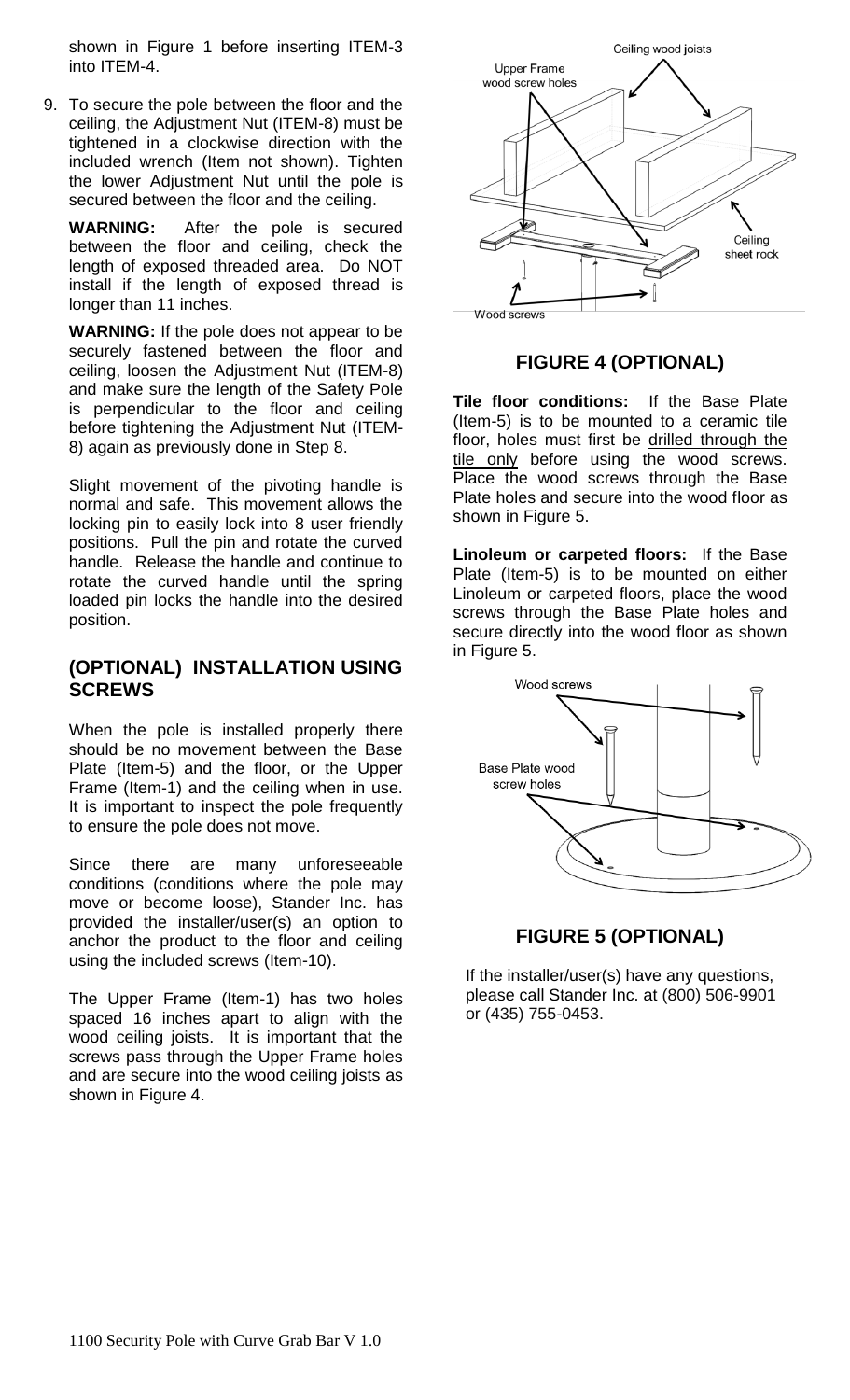shown in Figure 1 before inserting ITEM-3 into ITEM-4.

9. To secure the pole between the floor and the ceiling, the Adjustment Nut (ITEM-8) must be tightened in a clockwise direction with the included wrench (Item not shown). Tighten the lower Adjustment Nut until the pole is secured between the floor and the ceiling.

   **WARNING:** After the pole is secured between the floor and ceiling, check the length of exposed threaded area. Do NOT install if the length of exposed thread is longer than 11 inches.

   **WARNING:** If the pole does not appear to be securely fastened between the floor and ceiling, loosen the Adjustment Nut (ITEM-8) and make sure the length of the Safety Pole is perpendicular to the floor and ceiling before tightening the Adjustment Nut (ITEM-8) again as previously done in Step 8.

   Slight movement of the pivoting handle is normal and safe. This movement allows the locking pin to easily lock into 8 user friendly positions. Pull the pin and rotate the curved handle. Release the handle and continue to rotate the curved handle until the spring loaded pin locks the handle into the desired position.

## (OPTIONAL) INSTALLATION USING SCREWS

When the pole is installed properly there should be no movement between the Base Plate (Item-5) and the floor, or the Upper Frame (Item-1) and the ceiling when in use. It is important to inspect the pole frequently to ensure the pole does not move.

Since there are many unforeseeable conditions (conditions where the pole may move or become loose), Stander Inc. has provided the installer/user(s) an option to anchor the product to the floor and ceiling using the included screws (Item-10).

The Upper Frame (Item-1) has two holes spaced 16 inches apart to align with the wood ceiling joists. It is important that the screws pass through the Upper Frame holes and are secure into the wood ceiling joists as shown in Figure 4.

Ceiling wood joists

Upper Frame wood screw holes

Ceiling sheet rock

Wood screws

**FIGURE 4 (OPTIONAL)**

**Tile floor conditions:** If the Base Plate (Item-5) is to be mounted to a ceramic tile floor, holes must first be drilled through the tile only before using the wood screws. Place the wood screws through the Base Plate holes and secure into the wood floor as shown in Figure 5.

**Linoleum or carpeted floors:** If the Base Plate (Item-5) is to be mounted on either Linoleum or carpeted floors, place the wood screws through the Base Plate holes and secure directly into the wood floor as shown in Figure 5.

Wood screws

Base Plate wood screw holes

**FIGURE 5 (OPTIONAL)**

If the installer/user(s) have any questions, please call Stander Inc. at (800) 506-9901 or (435) 755-0453.